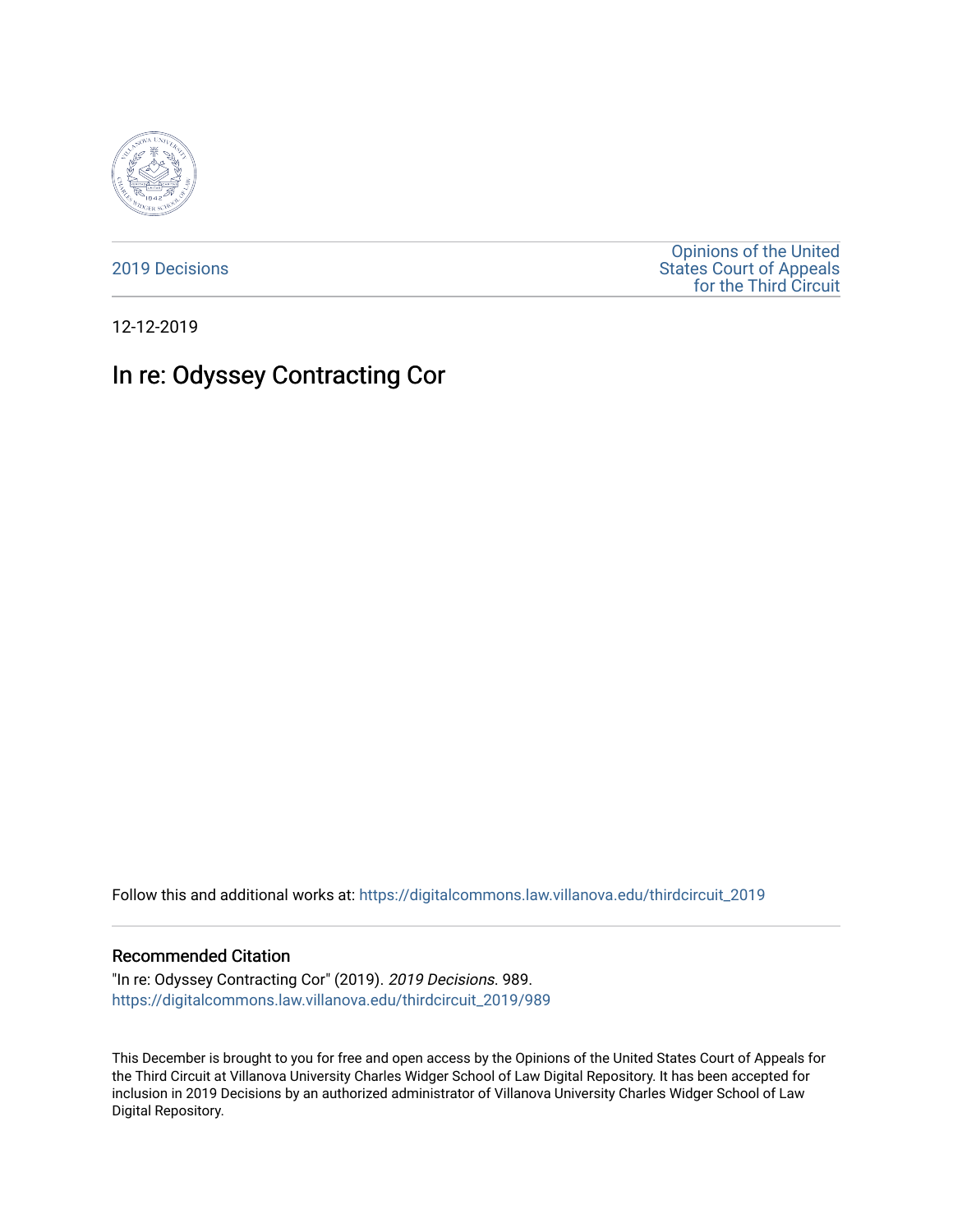2019 Decisions

Opinions of the United States Court of Appeals for the Third Circuit

12-12-2019

# In re: Odyssey Contracting Cor

Follow this and additional works at: https://digitalcommons.law.villanova.edu/thirdcircuit_2019

## Recommended Citation

"In re: Odyssey Contracting Cor" (2019). *2019 Decisions*. 989.
https://digitalcommons.law.villanova.edu/thirdcircuit_2019/989

This December is brought to you for free and open access by the Opinions of the United States Court of Appeals for the Third Circuit at Villanova University Charles Widger School of Law Digital Repository. It has been accepted for inclusion in 2019 Decisions by an authorized administrator of Villanova University Charles Widger School of Law Digital Repository.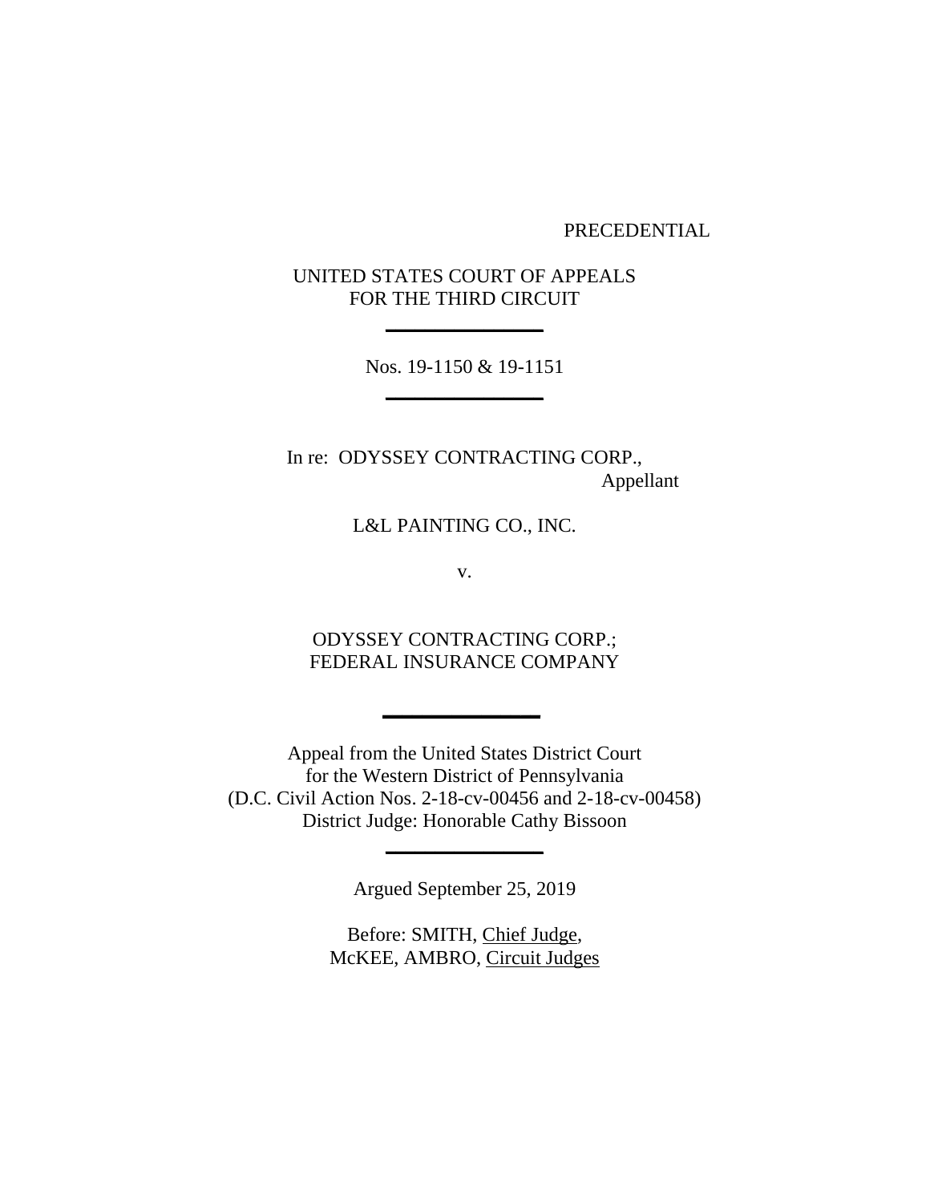PRECEDENTIAL

UNITED STATES COURT OF APPEALS
FOR THE THIRD CIRCUIT

---

Nos. 19-1150 & 19-1151

---

In re: ODYSSEY CONTRACTING CORP.,
Appellant

L&L PAINTING CO., INC.

v.

ODYSSEY CONTRACTING CORP.;
FEDERAL INSURANCE COMPANY

---

Appeal from the United States District Court
for the Western District of Pennsylvania
(D.C. Civil Action Nos. 2-18-cv-00456 and 2-18-cv-00458)
District Judge: Honorable Cathy Bissoon

---

Argued September 25, 2019

Before: SMITH, Chief Judge,
McKEE, AMBRO, Circuit Judges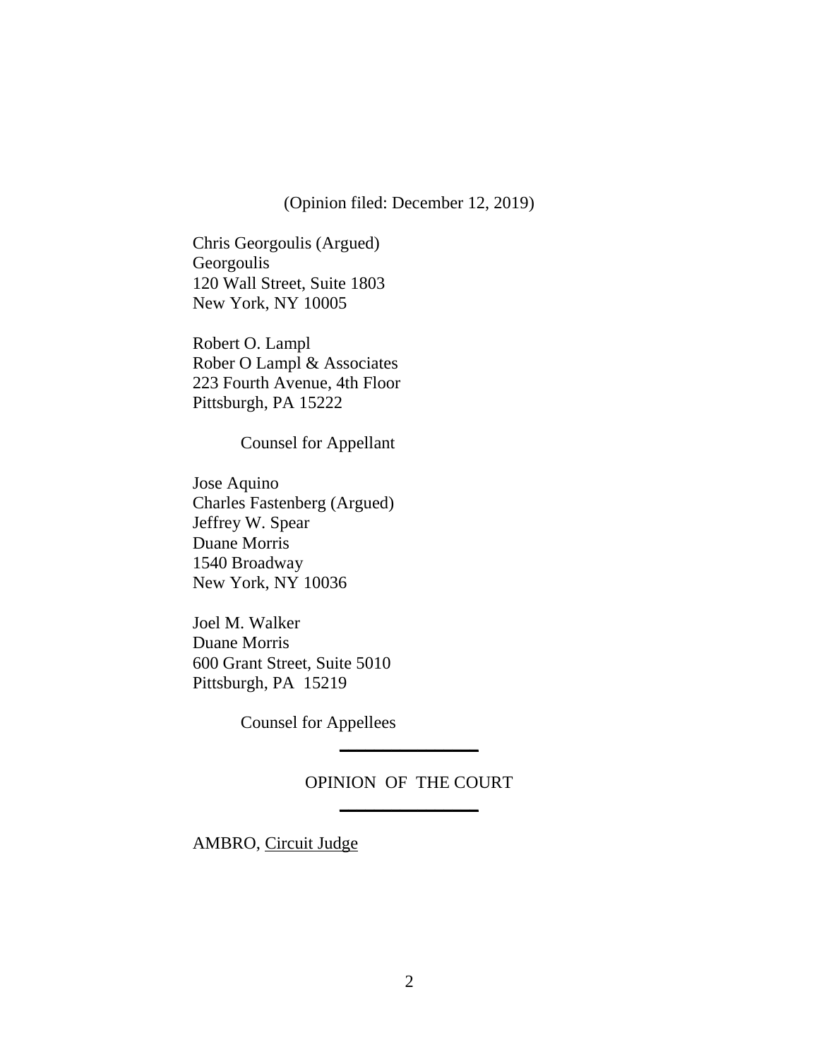(Opinion filed: December 12, 2019)

Chris Georgoulis (Argued)
Georgoulis
120 Wall Street, Suite 1803
New York, NY 10005

Robert O. Lampl
Rober O Lampl & Associates
223 Fourth Avenue, 4th Floor
Pittsburgh, PA 15222

Counsel for Appellant

Jose Aquino
Charles Fastenberg (Argued)
Jeffrey W. Spear
Duane Morris
1540 Broadway
New York, NY 10036

Joel M. Walker
Duane Morris
600 Grant Street, Suite 5010
Pittsburgh, PA 15219

Counsel for Appellees

---

OPINION OF THE COURT

---

AMBRO, Circuit Judge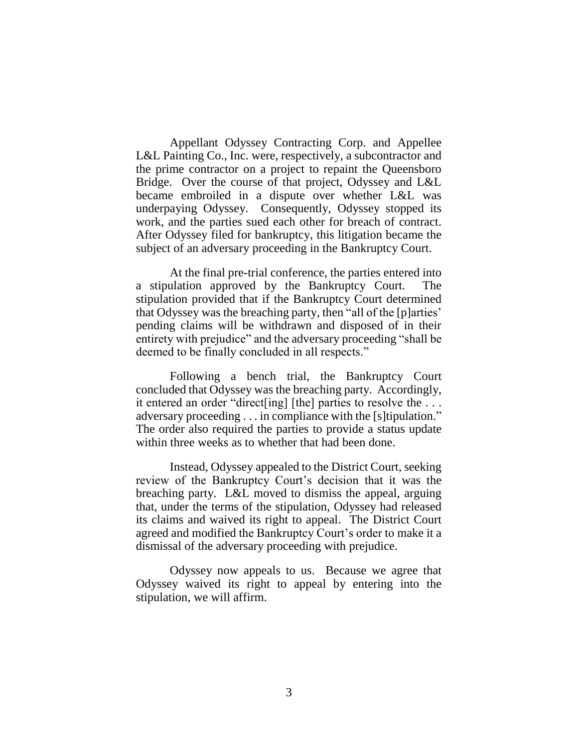Appellant Odyssey Contracting Corp. and Appellee L&L Painting Co., Inc. were, respectively, a subcontractor and the prime contractor on a project to repaint the Queensboro Bridge. Over the course of that project, Odyssey and L&L became embroiled in a dispute over whether L&L was underpaying Odyssey. Consequently, Odyssey stopped its work, and the parties sued each other for breach of contract. After Odyssey filed for bankruptcy, this litigation became the subject of an adversary proceeding in the Bankruptcy Court.

At the final pre-trial conference, the parties entered into a stipulation approved by the Bankruptcy Court. The stipulation provided that if the Bankruptcy Court determined that Odyssey was the breaching party, then "all of the [p]arties' pending claims will be withdrawn and disposed of in their entirety with prejudice" and the adversary proceeding "shall be deemed to be finally concluded in all respects."

Following a bench trial, the Bankruptcy Court concluded that Odyssey was the breaching party. Accordingly, it entered an order "direct[ing] [the] parties to resolve the . . . adversary proceeding . . . in compliance with the [s]tipulation." The order also required the parties to provide a status update within three weeks as to whether that had been done.

Instead, Odyssey appealed to the District Court, seeking review of the Bankruptcy Court's decision that it was the breaching party. L&L moved to dismiss the appeal, arguing that, under the terms of the stipulation, Odyssey had released its claims and waived its right to appeal. The District Court agreed and modified the Bankruptcy Court's order to make it a dismissal of the adversary proceeding with prejudice.

Odyssey now appeals to us. Because we agree that Odyssey waived its right to appeal by entering into the stipulation, we will affirm.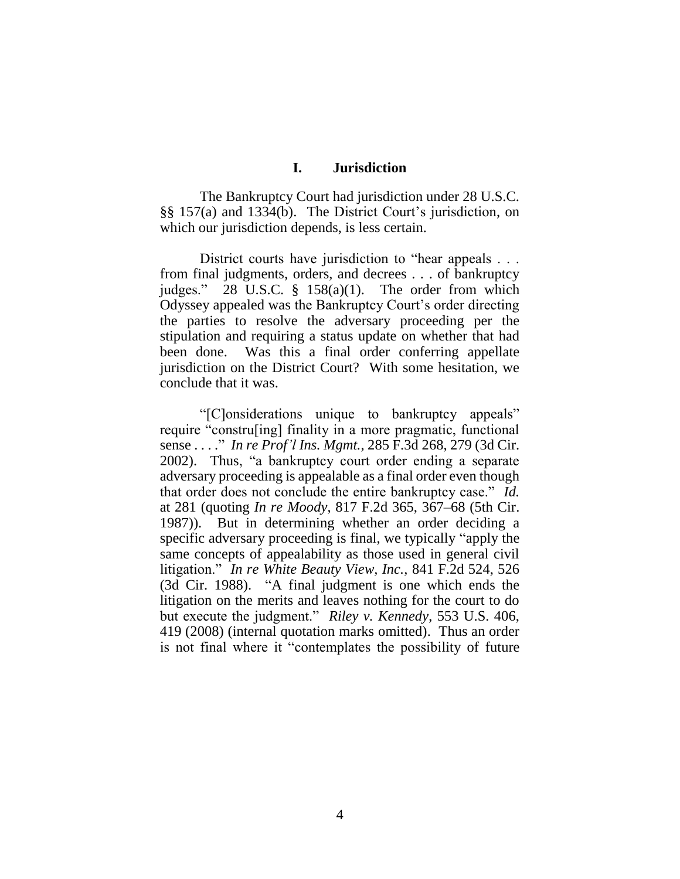## I. Jurisdiction

The Bankruptcy Court had jurisdiction under 28 U.S.C. §§ 157(a) and 1334(b). The District Court's jurisdiction, on which our jurisdiction depends, is less certain.

District courts have jurisdiction to "hear appeals . . . from final judgments, orders, and decrees . . . of bankruptcy judges." 28 U.S.C. § 158(a)(1). The order from which Odyssey appealed was the Bankruptcy Court's order directing the parties to resolve the adversary proceeding per the stipulation and requiring a status update on whether that had been done. Was this a final order conferring appellate jurisdiction on the District Court? With some hesitation, we conclude that it was.

"[C]onsiderations unique to bankruptcy appeals" require "constru[ing] finality in a more pragmatic, functional sense . . . ." *In re Prof'l Ins. Mgmt.*, 285 F.3d 268, 279 (3d Cir. 2002). Thus, "a bankruptcy court order ending a separate adversary proceeding is appealable as a final order even though that order does not conclude the entire bankruptcy case." *Id.* at 281 (quoting *In re Moody*, 817 F.2d 365, 367–68 (5th Cir. 1987)). But in determining whether an order deciding a specific adversary proceeding is final, we typically "apply the same concepts of appealability as those used in general civil litigation." *In re White Beauty View, Inc.*, 841 F.2d 524, 526 (3d Cir. 1988). "A final judgment is one which ends the litigation on the merits and leaves nothing for the court to do but execute the judgment." *Riley v. Kennedy*, 553 U.S. 406, 419 (2008) (internal quotation marks omitted). Thus an order is not final where it "contemplates the possibility of future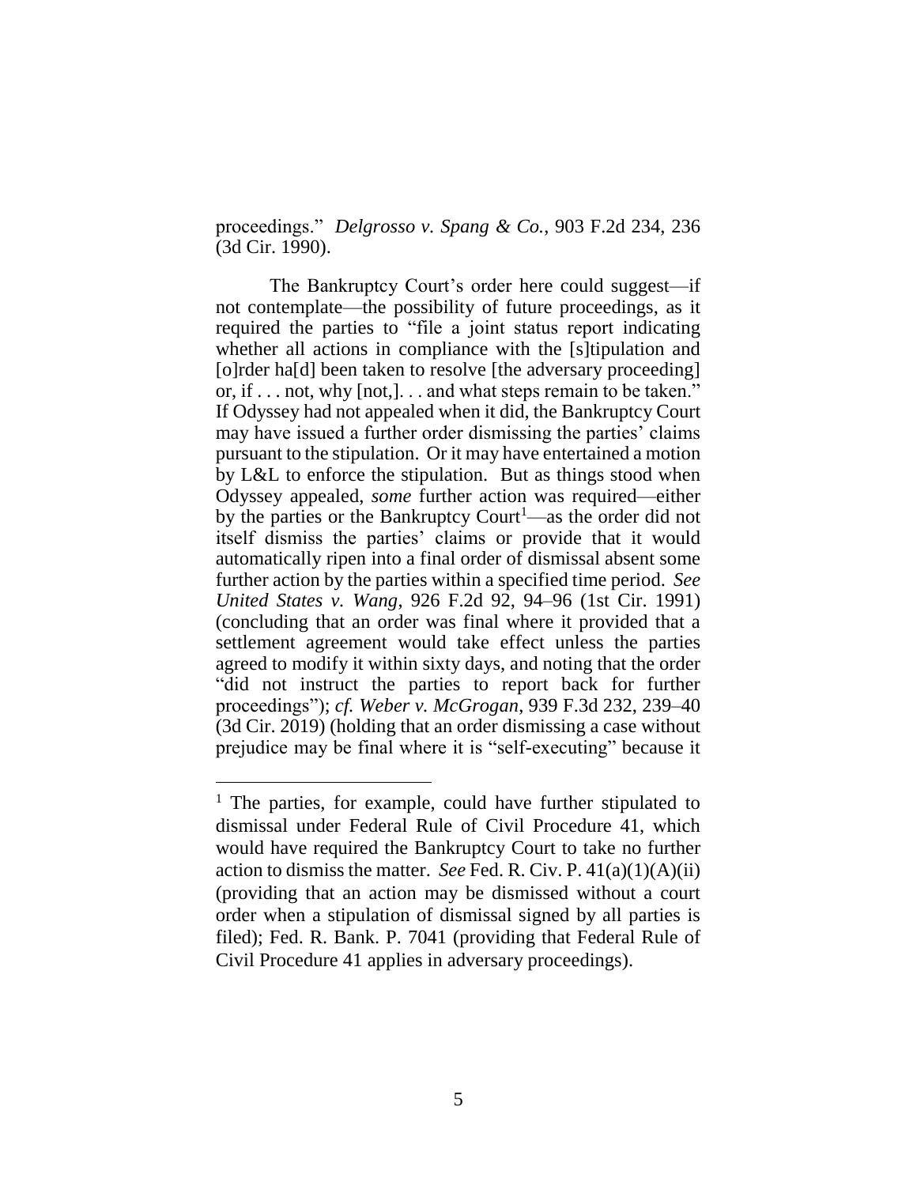proceedings." *Delgrosso v. Spang & Co.*, 903 F.2d 234, 236 (3d Cir. 1990).

The Bankruptcy Court's order here could suggest—if not contemplate—the possibility of future proceedings, as it required the parties to "file a joint status report indicating whether all actions in compliance with the [s]tipulation and [o]rder ha[d] been taken to resolve [the adversary proceeding] or, if . . . not, why [not,]. . . and what steps remain to be taken." If Odyssey had not appealed when it did, the Bankruptcy Court may have issued a further order dismissing the parties' claims pursuant to the stipulation. Or it may have entertained a motion by L&L to enforce the stipulation. But as things stood when Odyssey appealed, *some* further action was required—either by the parties or the Bankruptcy Court[1]—as the order did not itself dismiss the parties' claims or provide that it would automatically ripen into a final order of dismissal absent some further action by the parties within a specified time period. *See United States v. Wang*, 926 F.2d 92, 94–96 (1st Cir. 1991) (concluding that an order was final where it provided that a settlement agreement would take effect unless the parties agreed to modify it within sixty days, and noting that the order "did not instruct the parties to report back for further proceedings"); *cf. Weber v. McGrogan*, 939 F.3d 232, 239–40 (3d Cir. 2019) (holding that an order dismissing a case without prejudice may be final where it is "self-executing" because it

---

[1] The parties, for example, could have further stipulated to dismissal under Federal Rule of Civil Procedure 41, which would have required the Bankruptcy Court to take no further action to dismiss the matter. *See* Fed. R. Civ. P. 41(a)(1)(A)(ii) (providing that an action may be dismissed without a court order when a stipulation of dismissal signed by all parties is filed); Fed. R. Bank. P. 7041 (providing that Federal Rule of Civil Procedure 41 applies in adversary proceedings).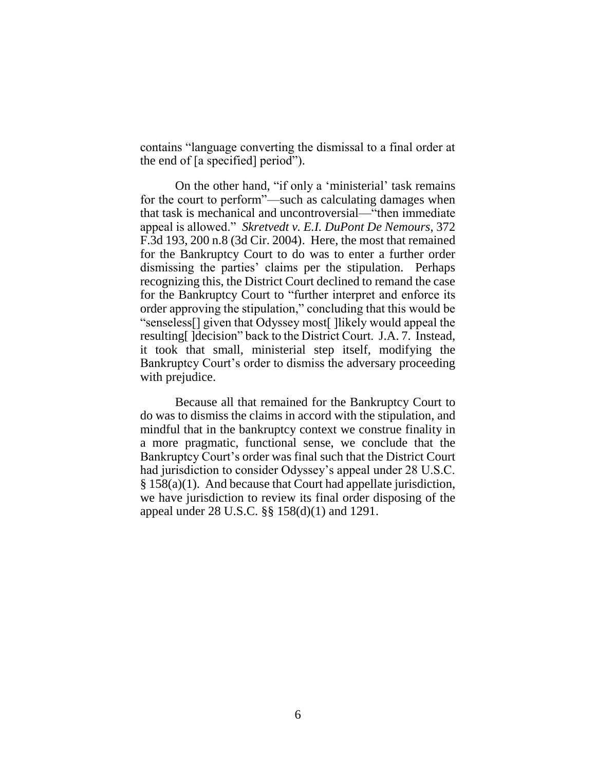contains "language converting the dismissal to a final order at the end of [a specified] period").

On the other hand, "if only a 'ministerial' task remains for the court to perform"—such as calculating damages when that task is mechanical and uncontroversial—"then immediate appeal is allowed." *Skretvedt v. E.I. DuPont De Nemours*, 372 F.3d 193, 200 n.8 (3d Cir. 2004). Here, the most that remained for the Bankruptcy Court to do was to enter a further order dismissing the parties' claims per the stipulation. Perhaps recognizing this, the District Court declined to remand the case for the Bankruptcy Court to "further interpret and enforce its order approving the stipulation," concluding that this would be "senseless[] given that Odyssey most[ ]likely would appeal the resulting[ ]decision" back to the District Court. J.A. 7. Instead, it took that small, ministerial step itself, modifying the Bankruptcy Court's order to dismiss the adversary proceeding with prejudice.

Because all that remained for the Bankruptcy Court to do was to dismiss the claims in accord with the stipulation, and mindful that in the bankruptcy context we construe finality in a more pragmatic, functional sense, we conclude that the Bankruptcy Court's order was final such that the District Court had jurisdiction to consider Odyssey's appeal under 28 U.S.C. § 158(a)(1). And because that Court had appellate jurisdiction, we have jurisdiction to review its final order disposing of the appeal under 28 U.S.C. §§ 158(d)(1) and 1291.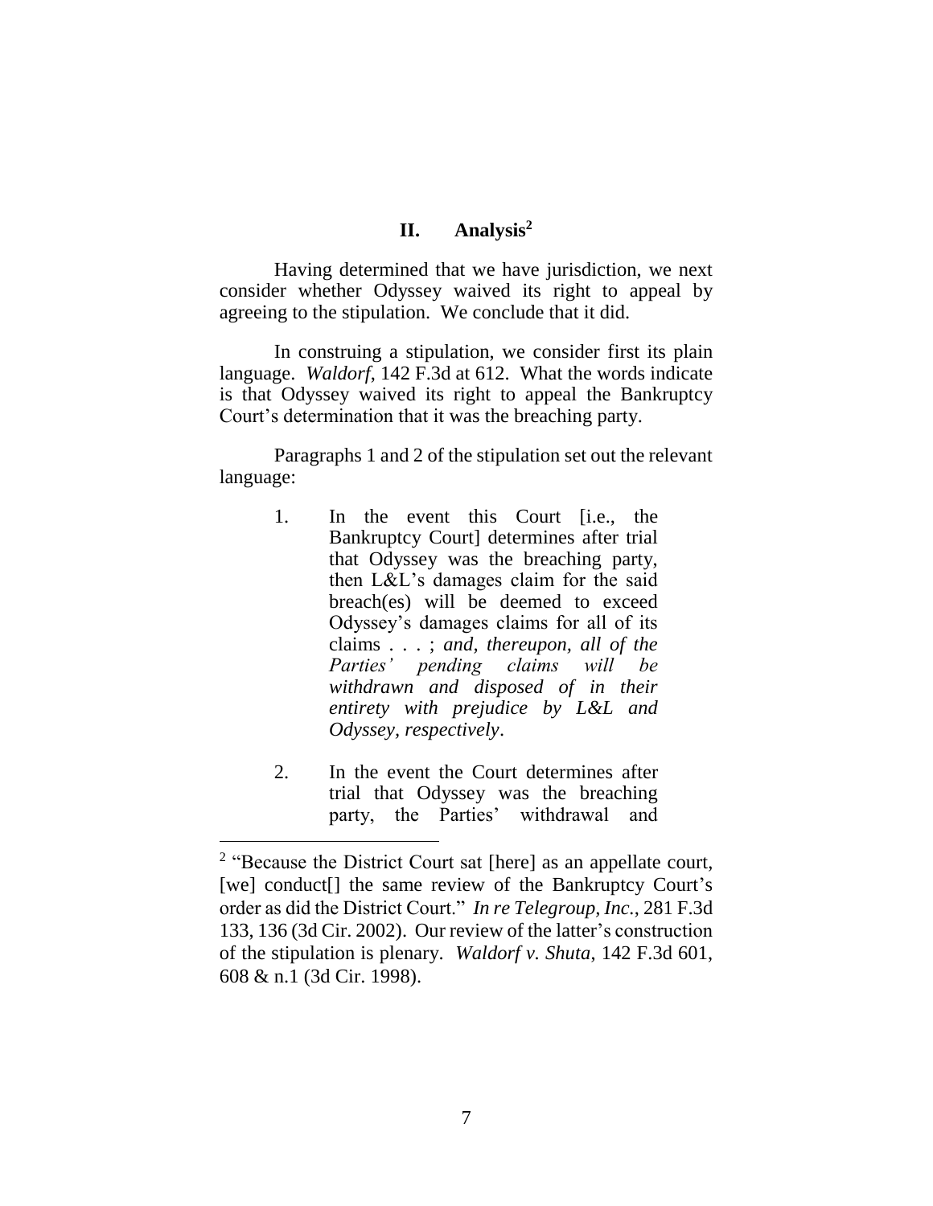## II. Analysis[2]

Having determined that we have jurisdiction, we next consider whether Odyssey waived its right to appeal by agreeing to the stipulation. We conclude that it did.

In construing a stipulation, we consider first its plain language. *Waldorf*, 142 F.3d at 612. What the words indicate is that Odyssey waived its right to appeal the Bankruptcy Court's determination that it was the breaching party.

Paragraphs 1 and 2 of the stipulation set out the relevant language:

> 1. In the event this Court [i.e., the Bankruptcy Court] determines after trial that Odyssey was the breaching party, then L&L's damages claim for the said breach(es) will be deemed to exceed Odyssey's damages claims for all of its claims . . . ; *and, thereupon, all of the Parties' pending claims will be withdrawn and disposed of in their entirety with prejudice by L&L and Odyssey, respectively*.
>
> 2. In the event the Court determines after trial that Odyssey was the breaching party, the Parties' withdrawal and

---

[2] "Because the District Court sat [here] as an appellate court, [we] conduct[] the same review of the Bankruptcy Court's order as did the District Court." *In re Telegroup, Inc.*, 281 F.3d 133, 136 (3d Cir. 2002). Our review of the latter's construction of the stipulation is plenary. *Waldorf v. Shuta*, 142 F.3d 601, 608 & n.1 (3d Cir. 1998).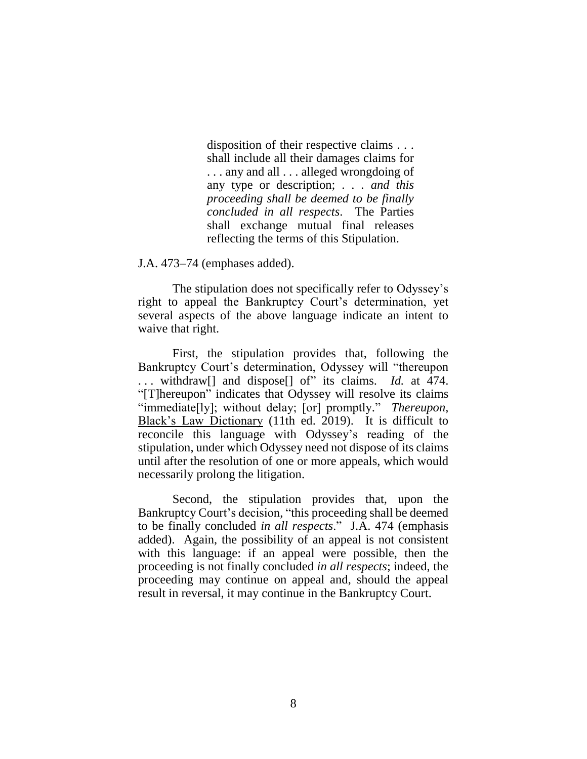> disposition of their respective claims . . . shall include all their damages claims for . . . any and all . . . alleged wrongdoing of any type or description; . . . *and this proceeding shall be deemed to be finally concluded in all respects*. The Parties shall exchange mutual final releases reflecting the terms of this Stipulation.

J.A. 473–74 (emphases added).

The stipulation does not specifically refer to Odyssey's right to appeal the Bankruptcy Court's determination, yet several aspects of the above language indicate an intent to waive that right.

First, the stipulation provides that, following the Bankruptcy Court's determination, Odyssey will "thereupon . . . withdraw[] and dispose[] of" its claims. *Id.* at 474. "[T]hereupon" indicates that Odyssey will resolve its claims "immediate[ly]; without delay; [or] promptly." *Thereupon*, Black's Law Dictionary (11th ed. 2019). It is difficult to reconcile this language with Odyssey's reading of the stipulation, under which Odyssey need not dispose of its claims until after the resolution of one or more appeals, which would necessarily prolong the litigation.

Second, the stipulation provides that, upon the Bankruptcy Court's decision, "this proceeding shall be deemed to be finally concluded *in all respects*." J.A. 474 (emphasis added). Again, the possibility of an appeal is not consistent with this language: if an appeal were possible, then the proceeding is not finally concluded *in all respects*; indeed, the proceeding may continue on appeal and, should the appeal result in reversal, it may continue in the Bankruptcy Court.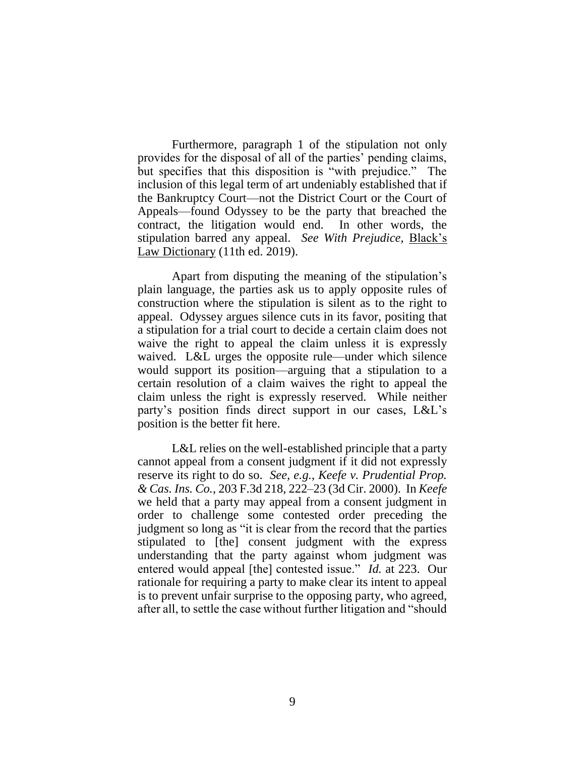Furthermore, paragraph 1 of the stipulation not only provides for the disposal of all of the parties' pending claims, but specifies that this disposition is "with prejudice." The inclusion of this legal term of art undeniably established that if the Bankruptcy Court—not the District Court or the Court of Appeals—found Odyssey to be the party that breached the contract, the litigation would end. In other words, the stipulation barred any appeal. *See With Prejudice*, Black's Law Dictionary (11th ed. 2019).

Apart from disputing the meaning of the stipulation's plain language, the parties ask us to apply opposite rules of construction where the stipulation is silent as to the right to appeal. Odyssey argues silence cuts in its favor, positing that a stipulation for a trial court to decide a certain claim does not waive the right to appeal the claim unless it is expressly waived. L&L urges the opposite rule—under which silence would support its position—arguing that a stipulation to a certain resolution of a claim waives the right to appeal the claim unless the right is expressly reserved. While neither party's position finds direct support in our cases, L&L's position is the better fit here.

L&L relies on the well-established principle that a party cannot appeal from a consent judgment if it did not expressly reserve its right to do so. *See, e.g.*, *Keefe v. Prudential Prop. & Cas. Ins. Co.*, 203 F.3d 218, 222–23 (3d Cir. 2000). In *Keefe* we held that a party may appeal from a consent judgment in order to challenge some contested order preceding the judgment so long as "it is clear from the record that the parties stipulated to [the] consent judgment with the express understanding that the party against whom judgment was entered would appeal [the] contested issue." *Id.* at 223. Our rationale for requiring a party to make clear its intent to appeal is to prevent unfair surprise to the opposing party, who agreed, after all, to settle the case without further litigation and "should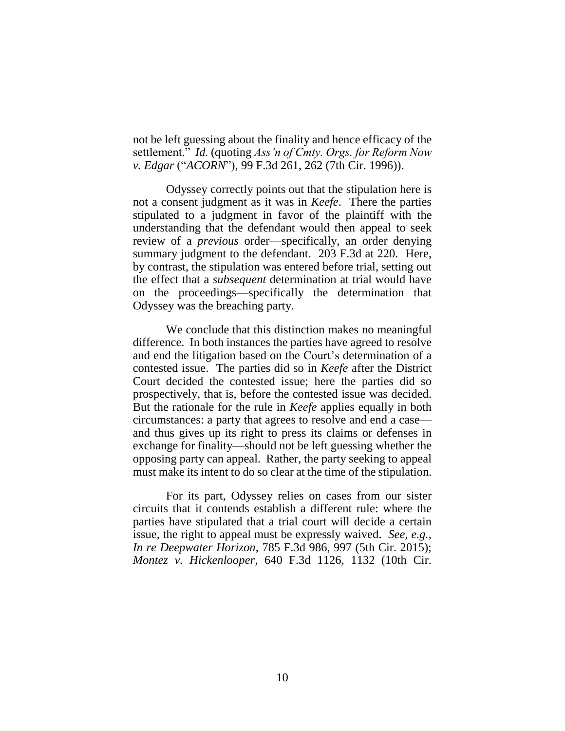not be left guessing about the finality and hence efficacy of the settlement." *Id.* (quoting *Ass'n of Cmty. Orgs. for Reform Now v. Edgar* ("*ACORN*"), 99 F.3d 261, 262 (7th Cir. 1996)).

Odyssey correctly points out that the stipulation here is not a consent judgment as it was in *Keefe*. There the parties stipulated to a judgment in favor of the plaintiff with the understanding that the defendant would then appeal to seek review of a *previous* order—specifically, an order denying summary judgment to the defendant. 203 F.3d at 220. Here, by contrast, the stipulation was entered before trial, setting out the effect that a *subsequent* determination at trial would have on the proceedings—specifically the determination that Odyssey was the breaching party.

We conclude that this distinction makes no meaningful difference. In both instances the parties have agreed to resolve and end the litigation based on the Court's determination of a contested issue. The parties did so in *Keefe* after the District Court decided the contested issue; here the parties did so prospectively, that is, before the contested issue was decided. But the rationale for the rule in *Keefe* applies equally in both circumstances: a party that agrees to resolve and end a case—and thus gives up its right to press its claims or defenses in exchange for finality—should not be left guessing whether the opposing party can appeal. Rather, the party seeking to appeal must make its intent to do so clear at the time of the stipulation.

For its part, Odyssey relies on cases from our sister circuits that it contends establish a different rule: where the parties have stipulated that a trial court will decide a certain issue, the right to appeal must be expressly waived. *See, e.g.*, *In re Deepwater Horizon*, 785 F.3d 986, 997 (5th Cir. 2015); *Montez v. Hickenlooper*, 640 F.3d 1126, 1132 (10th Cir.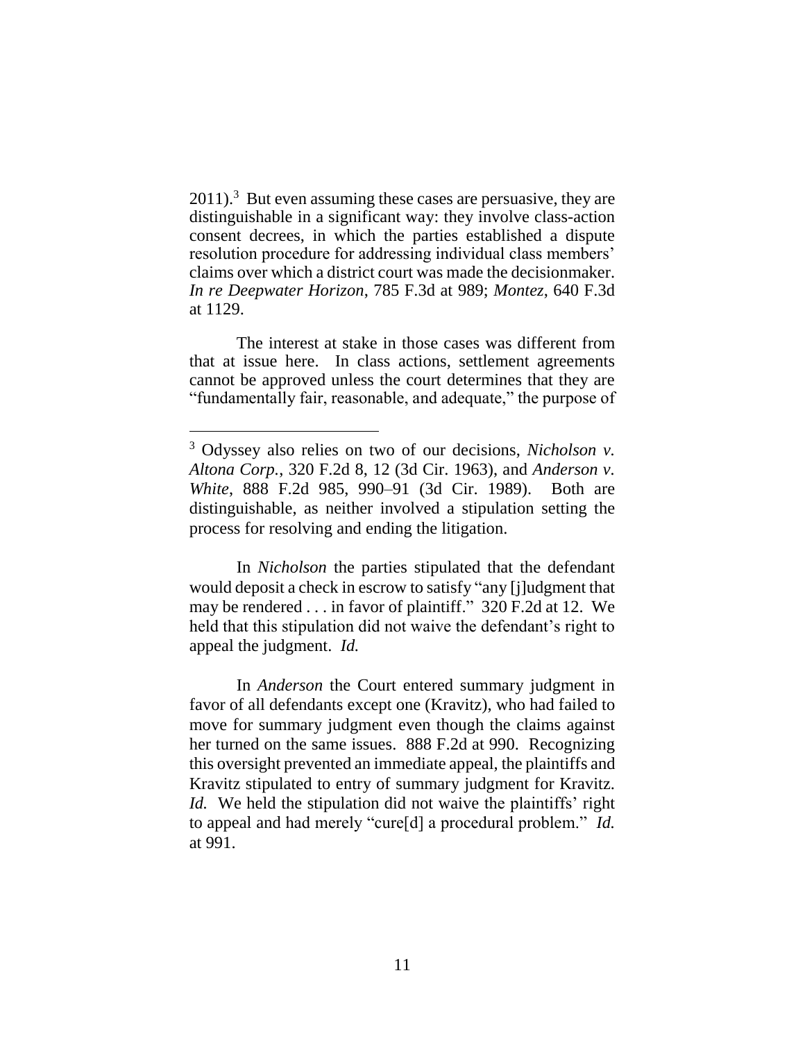2011).[3] But even assuming these cases are persuasive, they are distinguishable in a significant way: they involve class-action consent decrees, in which the parties established a dispute resolution procedure for addressing individual class members' claims over which a district court was made the decisionmaker. *In re Deepwater Horizon*, 785 F.3d at 989; *Montez*, 640 F.3d at 1129.

The interest at stake in those cases was different from that at issue here. In class actions, settlement agreements cannot be approved unless the court determines that they are "fundamentally fair, reasonable, and adequate," the purpose of

---

[3] Odyssey also relies on two of our decisions, *Nicholson v. Altona Corp.*, 320 F.2d 8, 12 (3d Cir. 1963), and *Anderson v. White*, 888 F.2d 985, 990–91 (3d Cir. 1989). Both are distinguishable, as neither involved a stipulation setting the process for resolving and ending the litigation.

In *Nicholson* the parties stipulated that the defendant would deposit a check in escrow to satisfy "any [j]udgment that may be rendered . . . in favor of plaintiff." 320 F.2d at 12. We held that this stipulation did not waive the defendant's right to appeal the judgment. *Id.*

In *Anderson* the Court entered summary judgment in favor of all defendants except one (Kravitz), who had failed to move for summary judgment even though the claims against her turned on the same issues. 888 F.2d at 990. Recognizing this oversight prevented an immediate appeal, the plaintiffs and Kravitz stipulated to entry of summary judgment for Kravitz. *Id.* We held the stipulation did not waive the plaintiffs' right to appeal and had merely "cure[d] a procedural problem." *Id.* at 991.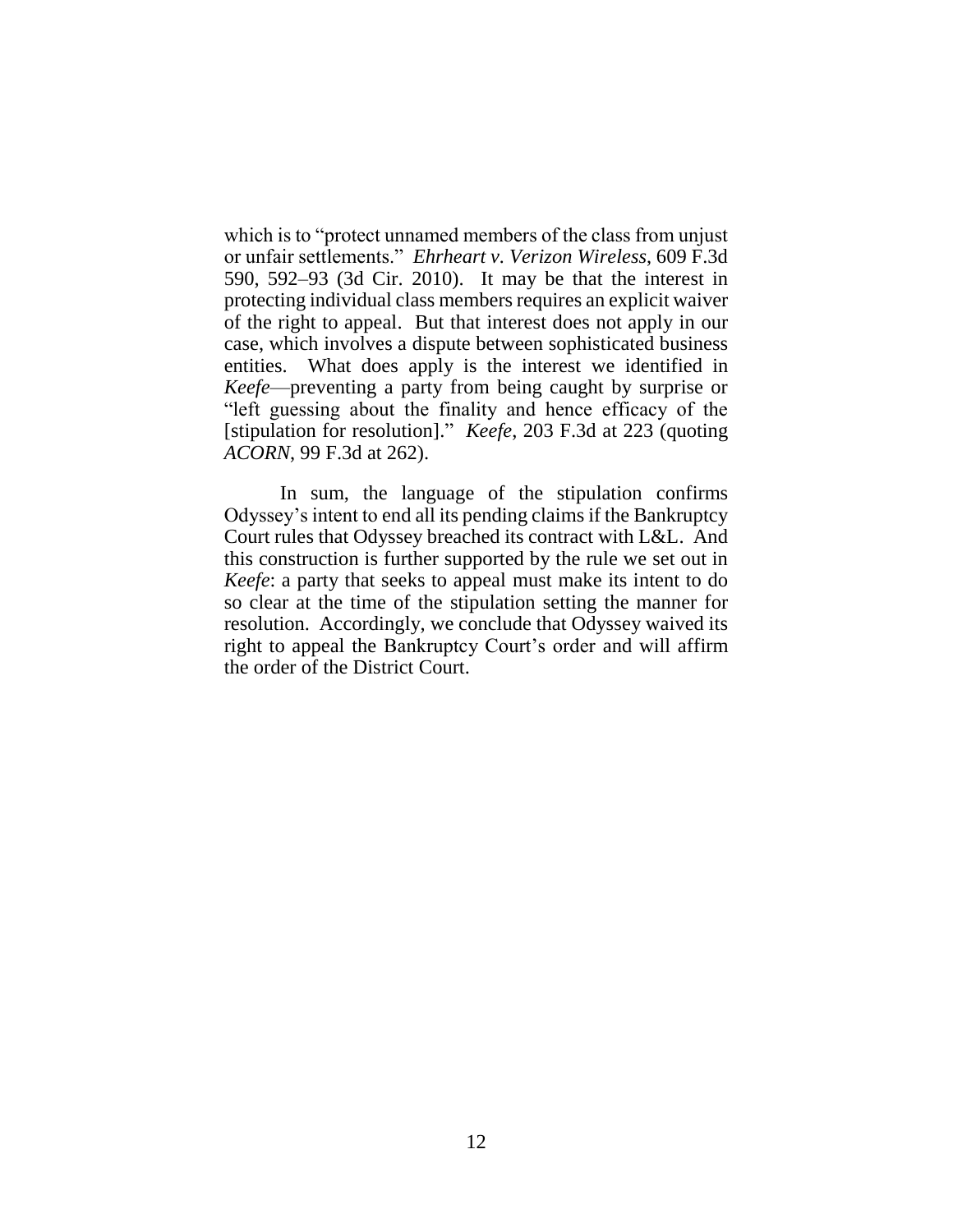which is to "protect unnamed members of the class from unjust or unfair settlements." *Ehrheart v. Verizon Wireless*, 609 F.3d 590, 592–93 (3d Cir. 2010). It may be that the interest in protecting individual class members requires an explicit waiver of the right to appeal. But that interest does not apply in our case, which involves a dispute between sophisticated business entities. What does apply is the interest we identified in *Keefe*—preventing a party from being caught by surprise or "left guessing about the finality and hence efficacy of the [stipulation for resolution]." *Keefe*, 203 F.3d at 223 (quoting *ACORN*, 99 F.3d at 262).

In sum, the language of the stipulation confirms Odyssey's intent to end all its pending claims if the Bankruptcy Court rules that Odyssey breached its contract with L&L. And this construction is further supported by the rule we set out in *Keefe*: a party that seeks to appeal must make its intent to do so clear at the time of the stipulation setting the manner for resolution. Accordingly, we conclude that Odyssey waived its right to appeal the Bankruptcy Court's order and will affirm the order of the District Court.